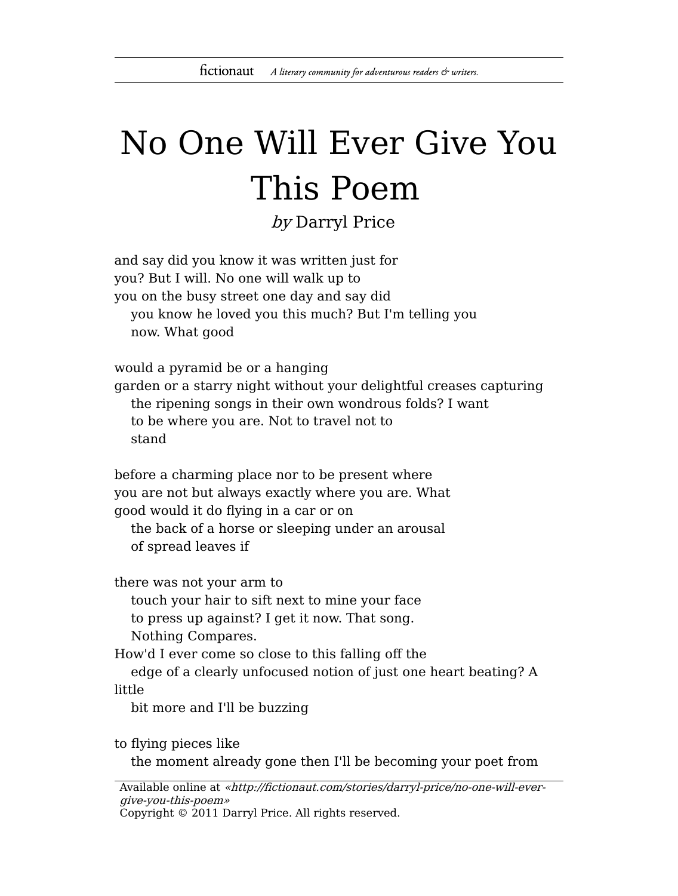# No One Will Ever Give You This Poem

*by* Darryl Price

and say did you know it was written just for
you? But I will. No one will walk up to
you on the busy street one day and say did
    you know he loved you this much? But I'm telling you
    now. What good

would a pyramid be or a hanging
garden or a starry night without your delightful creases capturing
    the ripening songs in their own wondrous folds? I want
    to be where you are. Not to travel not to
    stand

before a charming place nor to be present where
you are not but always exactly where you are. What
good would it do flying in a car or on
    the back of a horse or sleeping under an arousal
    of spread leaves if

there was not your arm to
    touch your hair to sift next to mine your face
    to press up against? I get it now. That song.
    Nothing Compares.
How'd I ever come so close to this falling off the
    edge of a clearly unfocused notion of just one heart beating? A
little
    bit more and I'll be buzzing

to flying pieces like
    the moment already gone then I'll be becoming your poet from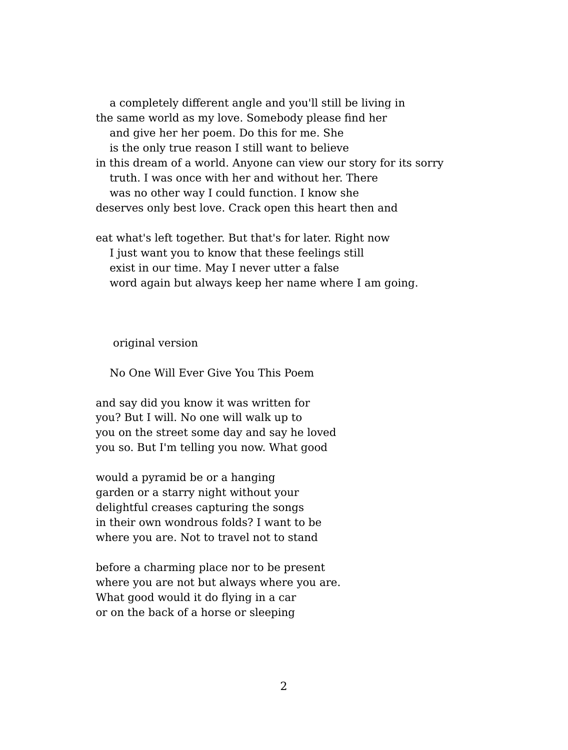a completely different angle and you'll still be living in
the same world as my love. Somebody please find her
and give her her poem. Do this for me. She
is the only true reason I still want to believe
in this dream of a world. Anyone can view our story for its sorry
truth. I was once with her and without her. There
was no other way I could function. I know she
deserves only best love. Crack open this heart then and

eat what's left together. But that's for later. Right now
I just want you to know that these feelings still
exist in our time. May I never utter a false
word again but always keep her name where I am going.

original version

No One Will Ever Give You This Poem

and say did you know it was written for
you? But I will. No one will walk up to
you on the street some day and say he loved
you so. But I'm telling you now. What good

would a pyramid be or a hanging
garden or a starry night without your
delightful creases capturing the songs
in their own wondrous folds? I want to be
where you are. Not to travel not to stand

before a charming place nor to be present
where you are not but always where you are.
What good would it do flying in a car
or on the back of a horse or sleeping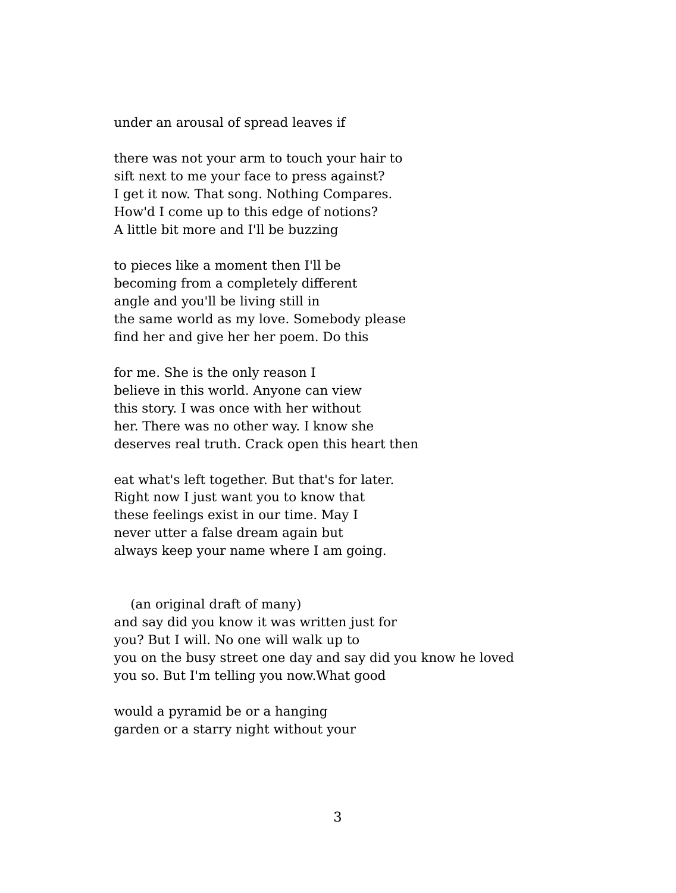under an arousal of spread leaves if

there was not your arm to touch your hair to  
sift next to me your face to press against?  
I get it now. That song. Nothing Compares.  
How'd I come up to this edge of notions?  
A little bit more and I'll be buzzing

to pieces like a moment then I'll be  
becoming from a completely different  
angle and you'll be living still in  
the same world as my love. Somebody please  
find her and give her her poem. Do this

for me. She is the only reason I  
believe in this world. Anyone can view  
this story. I was once with her without  
her. There was no other way. I know she  
deserves real truth. Crack open this heart then

eat what's left together. But that's for later.  
Right now I just want you to know that  
these feelings exist in our time. May I  
never utter a false dream again but  
always keep your name where I am going.

(an original draft of many)  
and say did you know it was written just for  
you? But I will. No one will walk up to  
you on the busy street one day and say did you know he loved  
you so. But I'm telling you now.What good

would a pyramid be or a hanging  
garden or a starry night without your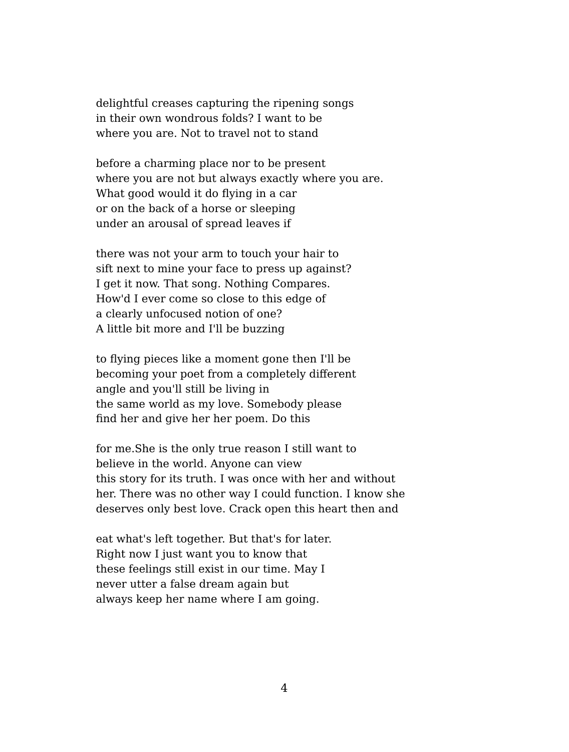delightful creases capturing the ripening songs
in their own wondrous folds? I want to be
where you are. Not to travel not to stand

before a charming place nor to be present
where you are not but always exactly where you are.
What good would it do flying in a car
or on the back of a horse or sleeping
under an arousal of spread leaves if

there was not your arm to touch your hair to
sift next to mine your face to press up against?
I get it now. That song. Nothing Compares.
How'd I ever come so close to this edge of
a clearly unfocused notion of one?
A little bit more and I'll be buzzing

to flying pieces like a moment gone then I'll be
becoming your poet from a completely different
angle and you'll still be living in
the same world as my love. Somebody please
find her and give her her poem. Do this

for me.She is the only true reason I still want to
believe in the world. Anyone can view
this story for its truth. I was once with her and without
her. There was no other way I could function. I know she
deserves only best love. Crack open this heart then and

eat what's left together. But that's for later.
Right now I just want you to know that
these feelings still exist in our time. May I
never utter a false dream again but
always keep her name where I am going.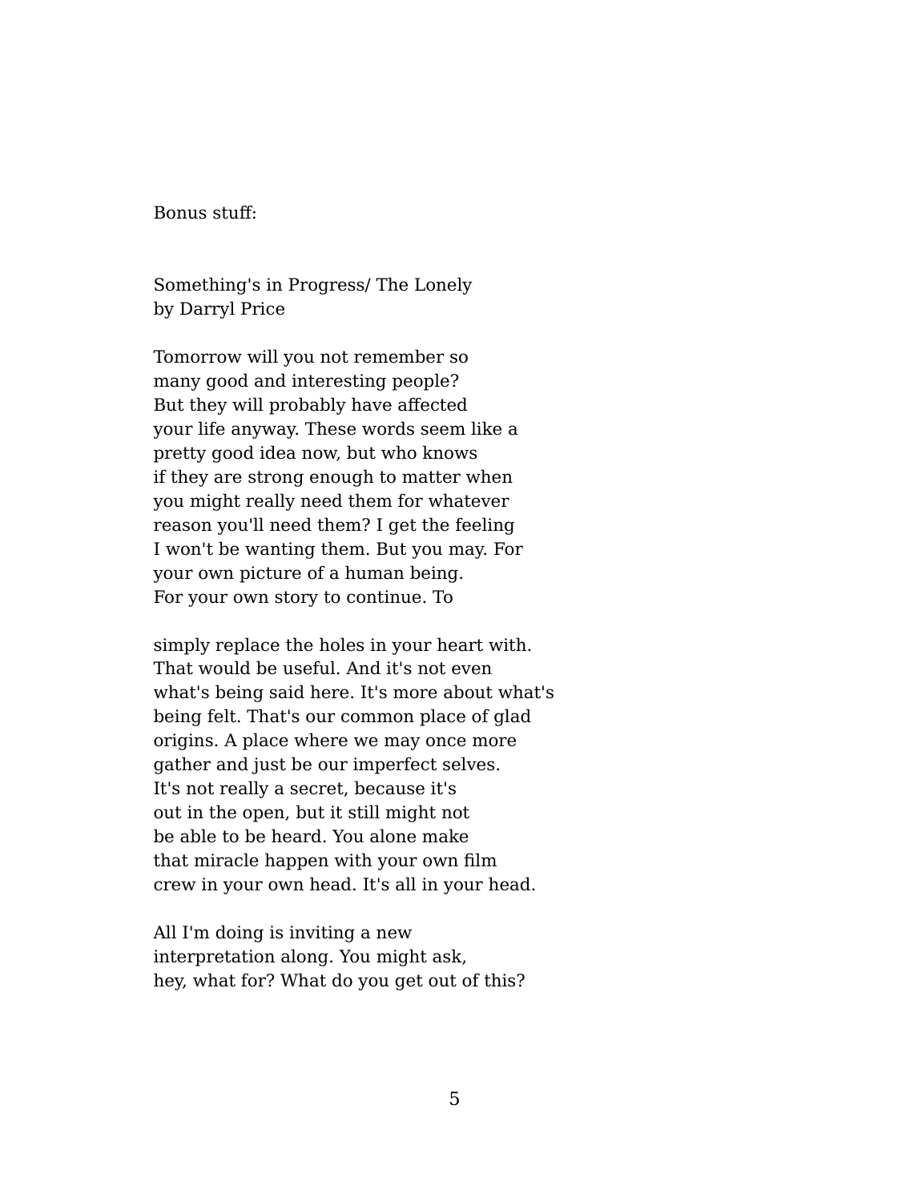Bonus stuff:

Something's in Progress/ The Lonely
by Darryl Price

Tomorrow will you not remember so
many good and interesting people?
But they will probably have affected
your life anyway. These words seem like a
pretty good idea now, but who knows
if they are strong enough to matter when
you might really need them for whatever
reason you'll need them? I get the feeling
I won't be wanting them. But you may. For
your own picture of a human being.
For your own story to continue. To

simply replace the holes in your heart with.
That would be useful. And it's not even
what's being said here. It's more about what's
being felt. That's our common place of glad
origins. A place where we may once more
gather and just be our imperfect selves.
It's not really a secret, because it's
out in the open, but it still might not
be able to be heard. You alone make
that miracle happen with your own film
crew in your own head. It's all in your head.

All I'm doing is inviting a new
interpretation along. You might ask,
hey, what for? What do you get out of this?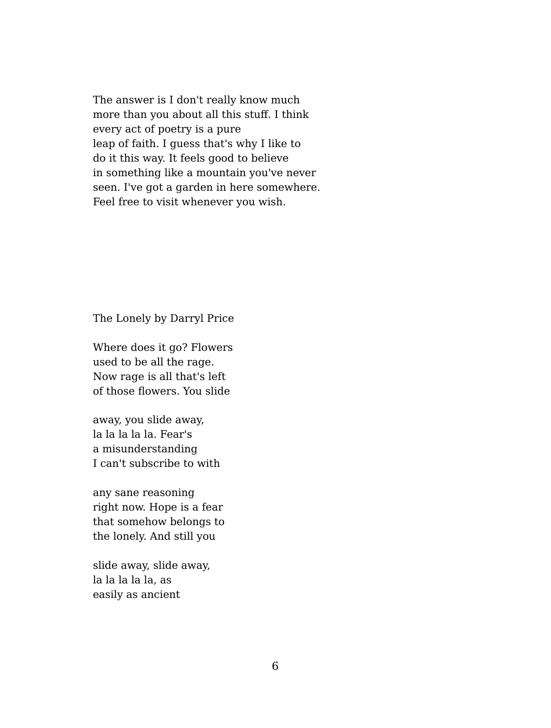The answer is I don't really know much
more than you about all this stuff. I think
every act of poetry is a pure
leap of faith. I guess that's why I like to
do it this way. It feels good to believe
in something like a mountain you've never
seen. I've got a garden in here somewhere.
Feel free to visit whenever you wish.

The Lonely by Darryl Price

Where does it go? Flowers
used to be all the rage.
Now rage is all that's left
of those flowers. You slide

away, you slide away,
la la la la la. Fear's
a misunderstanding
I can't subscribe to with

any sane reasoning
right now. Hope is a fear
that somehow belongs to
the lonely. And still you

slide away, slide away,
la la la la la, as
easily as ancient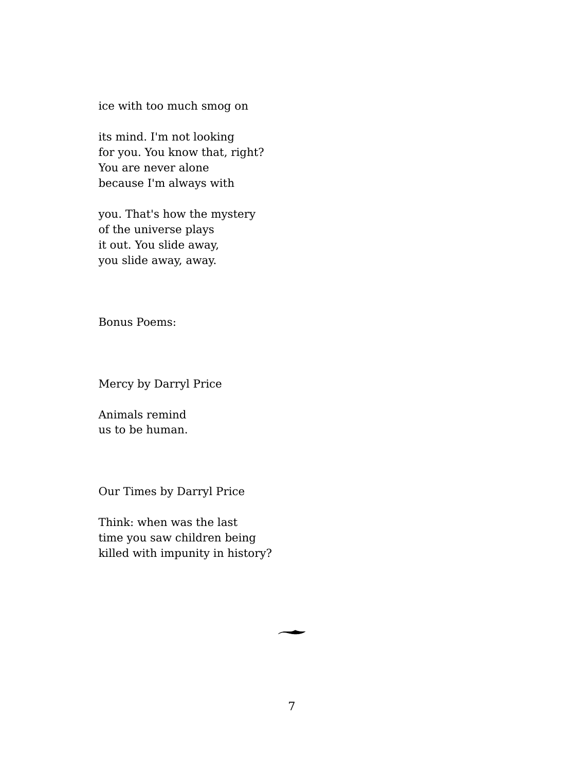ice with too much smog on

its mind. I'm not looking  
for you. You know that, right?  
You are never alone  
because I'm always with

you. That's how the mystery  
of the universe plays  
it out. You slide away,  
you slide away, away.

Bonus Poems:

Mercy by Darryl Price

Animals remind  
us to be human.

Our Times by Darryl Price

Think: when was the last  
time you saw children being  
killed with impunity in history?